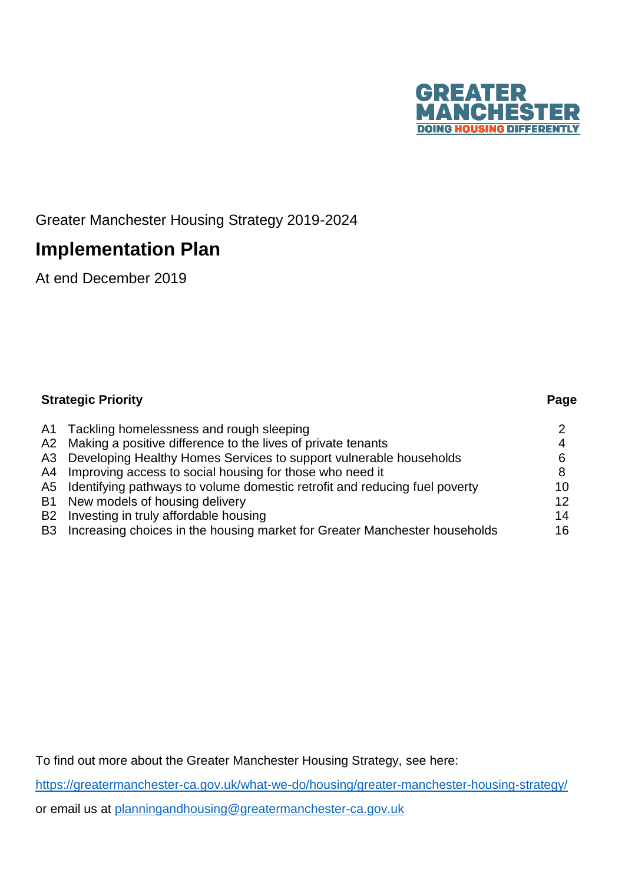GREATER MANCHESTER
DOING HOUSING DIFFERENTLY

Greater Manchester Housing Strategy 2019-2024

# Implementation Plan

At end December 2019

| Strategic Priority | | Page |
|---|---|---|
| A1 | Tackling homelessness and rough sleeping | 2 |
| A2 | Making a positive difference to the lives of private tenants | 4 |
| A3 | Developing Healthy Homes Services to support vulnerable households | 6 |
| A4 | Improving access to social housing for those who need it | 8 |
| A5 | Identifying pathways to volume domestic retrofit and reducing fuel poverty | 10 |
| B1 | New models of housing delivery | 12 |
| B2 | Investing in truly affordable housing | 14 |
| B3 | Increasing choices in the housing market for Greater Manchester households | 16 |

To find out more about the Greater Manchester Housing Strategy, see here:

https://greatermanchester-ca.gov.uk/what-we-do/housing/greater-manchester-housing-strategy/

or email us at planningandhousing@greatermanchester-ca.gov.uk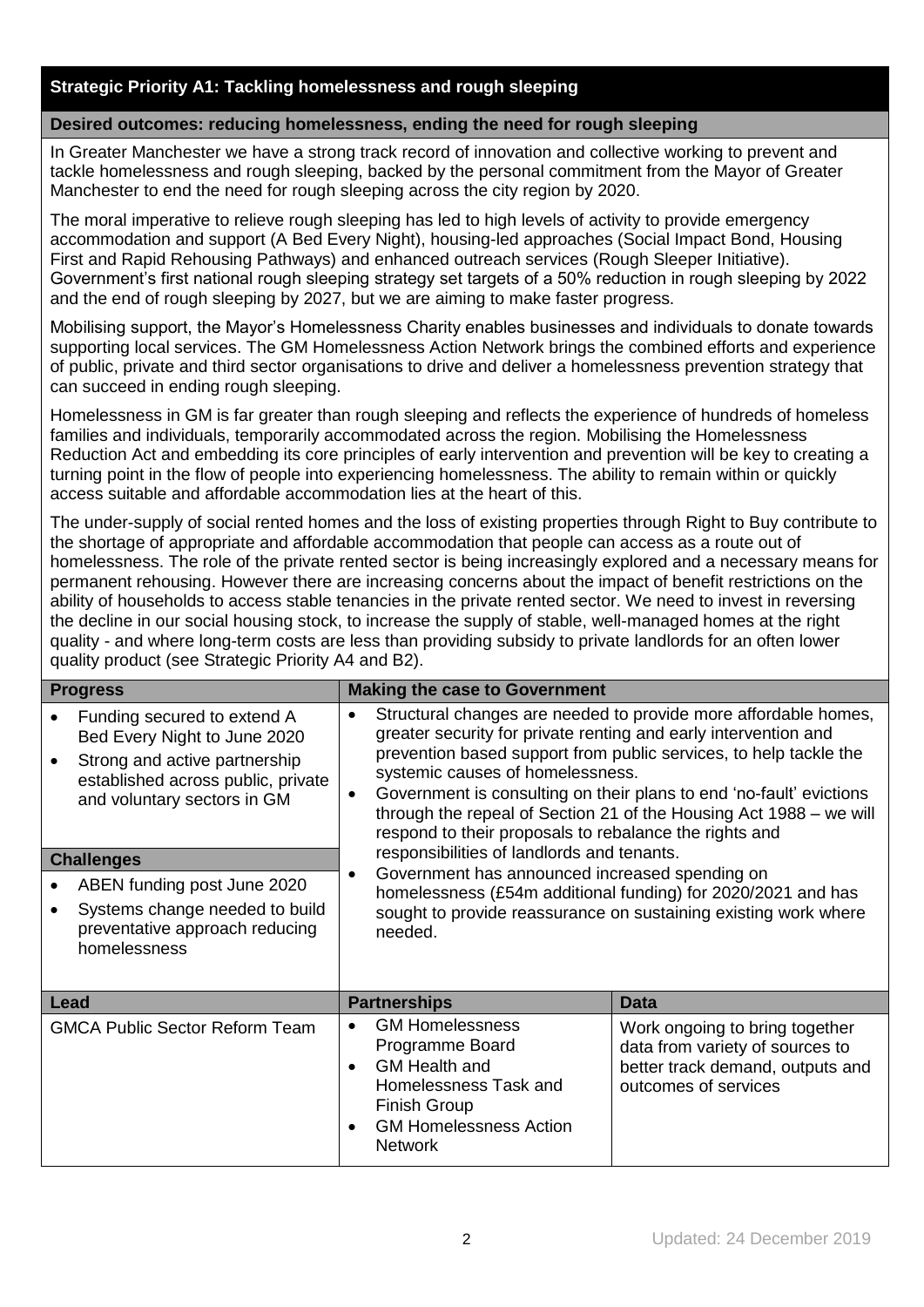## Strategic Priority A1: Tackling homelessness and rough sleeping

### Desired outcomes: reducing homelessness, ending the need for rough sleeping

In Greater Manchester we have a strong track record of innovation and collective working to prevent and tackle homelessness and rough sleeping, backed by the personal commitment from the Mayor of Greater Manchester to end the need for rough sleeping across the city region by 2020.

The moral imperative to relieve rough sleeping has led to high levels of activity to provide emergency accommodation and support (A Bed Every Night), housing-led approaches (Social Impact Bond, Housing First and Rapid Rehousing Pathways) and enhanced outreach services (Rough Sleeper Initiative). Government's first national rough sleeping strategy set targets of a 50% reduction in rough sleeping by 2022 and the end of rough sleeping by 2027, but we are aiming to make faster progress.

Mobilising support, the Mayor's Homelessness Charity enables businesses and individuals to donate towards supporting local services. The GM Homelessness Action Network brings the combined efforts and experience of public, private and third sector organisations to drive and deliver a homelessness prevention strategy that can succeed in ending rough sleeping.

Homelessness in GM is far greater than rough sleeping and reflects the experience of hundreds of homeless families and individuals, temporarily accommodated across the region. Mobilising the Homelessness Reduction Act and embedding its core principles of early intervention and prevention will be key to creating a turning point in the flow of people into experiencing homelessness. The ability to remain within or quickly access suitable and affordable accommodation lies at the heart of this.

The under-supply of social rented homes and the loss of existing properties through Right to Buy contribute to the shortage of appropriate and affordable accommodation that people can access as a route out of homelessness. The role of the private rented sector is being increasingly explored and a necessary means for permanent rehousing. However there are increasing concerns about the impact of benefit restrictions on the ability of households to access stable tenancies in the private rented sector. We need to invest in reversing the decline in our social housing stock, to increase the supply of stable, well-managed homes at the right quality - and where long-term costs are less than providing subsidy to private landlords for an often lower quality product (see Strategic Priority A4 and B2).

#### Progress

- Funding secured to extend A Bed Every Night to June 2020
- Strong and active partnership established across public, private and voluntary sectors in GM

#### Challenges

- ABEN funding post June 2020
- Systems change needed to build preventative approach reducing homelessness

#### Making the case to Government

- Structural changes are needed to provide more affordable homes, greater security for private renting and early intervention and prevention based support from public services, to help tackle the systemic causes of homelessness.
- Government is consulting on their plans to end 'no-fault' evictions through the repeal of Section 21 of the Housing Act 1988 – we will respond to their proposals to rebalance the rights and responsibilities of landlords and tenants.
- Government has announced increased spending on homelessness (£54m additional funding) for 2020/2021 and has sought to provide reassurance on sustaining existing work where needed.

| Lead | Partnerships | Data |
|---|---|---|
| GMCA Public Sector Reform Team | • GM Homelessness Programme Board<br>• GM Health and Homelessness Task and Finish Group<br>• GM Homelessness Action Network | Work ongoing to bring together data from variety of sources to better track demand, outputs and outcomes of services |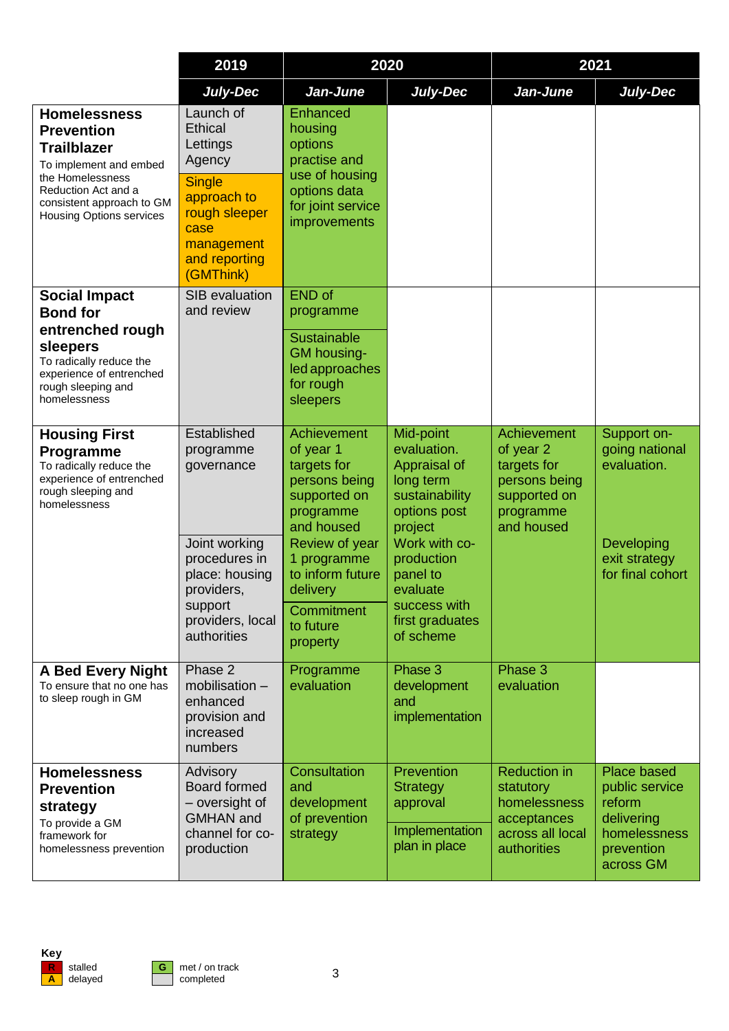| | 2019 | 2020 | | 2021 | |
|---|---|---|---|---|---|
| | *July-Dec* | *Jan-June* | *July-Dec* | *Jan-June* | *July-Dec* |
| **Homelessness Prevention Trailblazer** To implement and embed the Homelessness Reduction Act and a consistent approach to GM Housing Options services | Launch of Ethical Lettings Agency<br>Single approach to rough sleeper case management and reporting (GMThink) | Enhanced housing options practise and use of housing options data for joint service improvements | | | |
| **Social Impact Bond for entrenched rough sleepers** To radically reduce the experience of entrenched rough sleeping and homelessness | SIB evaluation and review | END of programme<br>Sustainable GM housing-led approaches for rough sleepers | | | |
| **Housing First Programme** To radically reduce the experience of entrenched rough sleeping and homelessness | Established programme governance<br>Joint working procedures in place: housing providers, support providers, local authorities | Achievement of year 1 targets for persons being supported on programme and housed<br>Review of year 1 programme to inform future delivery<br>Commitment to future property | Mid-point evaluation. Appraisal of long term sustainability options post project<br>Work with co-production panel to evaluate success with first graduates of scheme | Achievement of year 2 targets for persons being supported on programme and housed | Support on-going national evaluation.<br>Developing exit strategy for final cohort |
| **A Bed Every Night** To ensure that no one has to sleep rough in GM | Phase 2 mobilisation – enhanced provision and increased numbers | Programme evaluation | Phase 3 development and implementation | Phase 3 evaluation | |
| **Homelessness Prevention strategy** To provide a GM framework for homelessness prevention | Advisory Board formed – oversight of GMHAN and channel for co-production | Consultation and development of prevention strategy | Prevention Strategy approval<br>Implementation plan in place | Reduction in statutory homelessness acceptances across all local authorities | Place based public service reform delivering homelessness prevention across GM |

**Key**

| | |
|---|---|
| R | stalled |
| A | delayed |
| G | met / on track |
| | completed |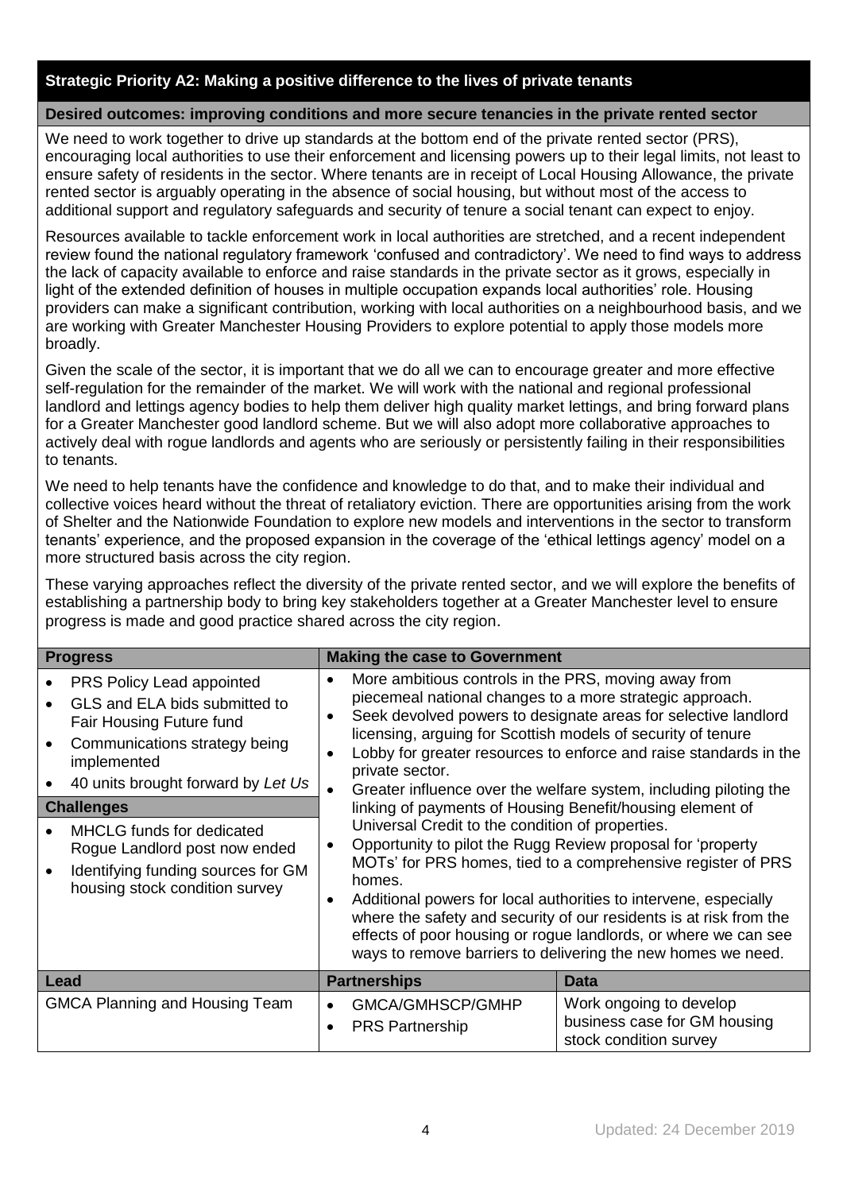## Strategic Priority A2: Making a positive difference to the lives of private tenants

**Desired outcomes: improving conditions and more secure tenancies in the private rented sector**

We need to work together to drive up standards at the bottom end of the private rented sector (PRS), encouraging local authorities to use their enforcement and licensing powers up to their legal limits, not least to ensure safety of residents in the sector. Where tenants are in receipt of Local Housing Allowance, the private rented sector is arguably operating in the absence of social housing, but without most of the access to additional support and regulatory safeguards and security of tenure a social tenant can expect to enjoy.

Resources available to tackle enforcement work in local authorities are stretched, and a recent independent review found the national regulatory framework 'confused and contradictory'. We need to find ways to address the lack of capacity available to enforce and raise standards in the private sector as it grows, especially in light of the extended definition of houses in multiple occupation expands local authorities' role. Housing providers can make a significant contribution, working with local authorities on a neighbourhood basis, and we are working with Greater Manchester Housing Providers to explore potential to apply those models more broadly.

Given the scale of the sector, it is important that we do all we can to encourage greater and more effective self-regulation for the remainder of the market. We will work with the national and regional professional landlord and lettings agency bodies to help them deliver high quality market lettings, and bring forward plans for a Greater Manchester good landlord scheme. But we will also adopt more collaborative approaches to actively deal with rogue landlords and agents who are seriously or persistently failing in their responsibilities to tenants.

We need to help tenants have the confidence and knowledge to do that, and to make their individual and collective voices heard without the threat of retaliatory eviction. There are opportunities arising from the work of Shelter and the Nationwide Foundation to explore new models and interventions in the sector to transform tenants' experience, and the proposed expansion in the coverage of the 'ethical lettings agency' model on a more structured basis across the city region.

These varying approaches reflect the diversity of the private rented sector, and we will explore the benefits of establishing a partnership body to bring key stakeholders together at a Greater Manchester level to ensure progress is made and good practice shared across the city region.

| Progress | Making the case to Government |
|---|---|
| • PRS Policy Lead appointed<br>• GLS and ELA bids submitted to Fair Housing Future fund<br>• Communications strategy being implemented<br>• 40 units brought forward by *Let Us*<br><br>**Challenges**<br>• MHCLG funds for dedicated Rogue Landlord post now ended<br>• Identifying funding sources for GM housing stock condition survey | • More ambitious controls in the PRS, moving away from piecemeal national changes to a more strategic approach.<br>• Seek devolved powers to designate areas for selective landlord licensing, arguing for Scottish models of security of tenure<br>• Lobby for greater resources to enforce and raise standards in the private sector.<br>• Greater influence over the welfare system, including piloting the linking of payments of Housing Benefit/housing element of Universal Credit to the condition of properties.<br>• Opportunity to pilot the Rugg Review proposal for 'property MOTs' for PRS homes, tied to a comprehensive register of PRS homes.<br>• Additional powers for local authorities to intervene, especially where the safety and security of our residents is at risk from the effects of poor housing or rogue landlords, or where we can see ways to remove barriers to delivering the new homes we need. |

| Lead | Partnerships | Data |
|---|---|---|
| GMCA Planning and Housing Team | • GMCA/GMHSCP/GMHP<br>• PRS Partnership | Work ongoing to develop business case for GM housing stock condition survey |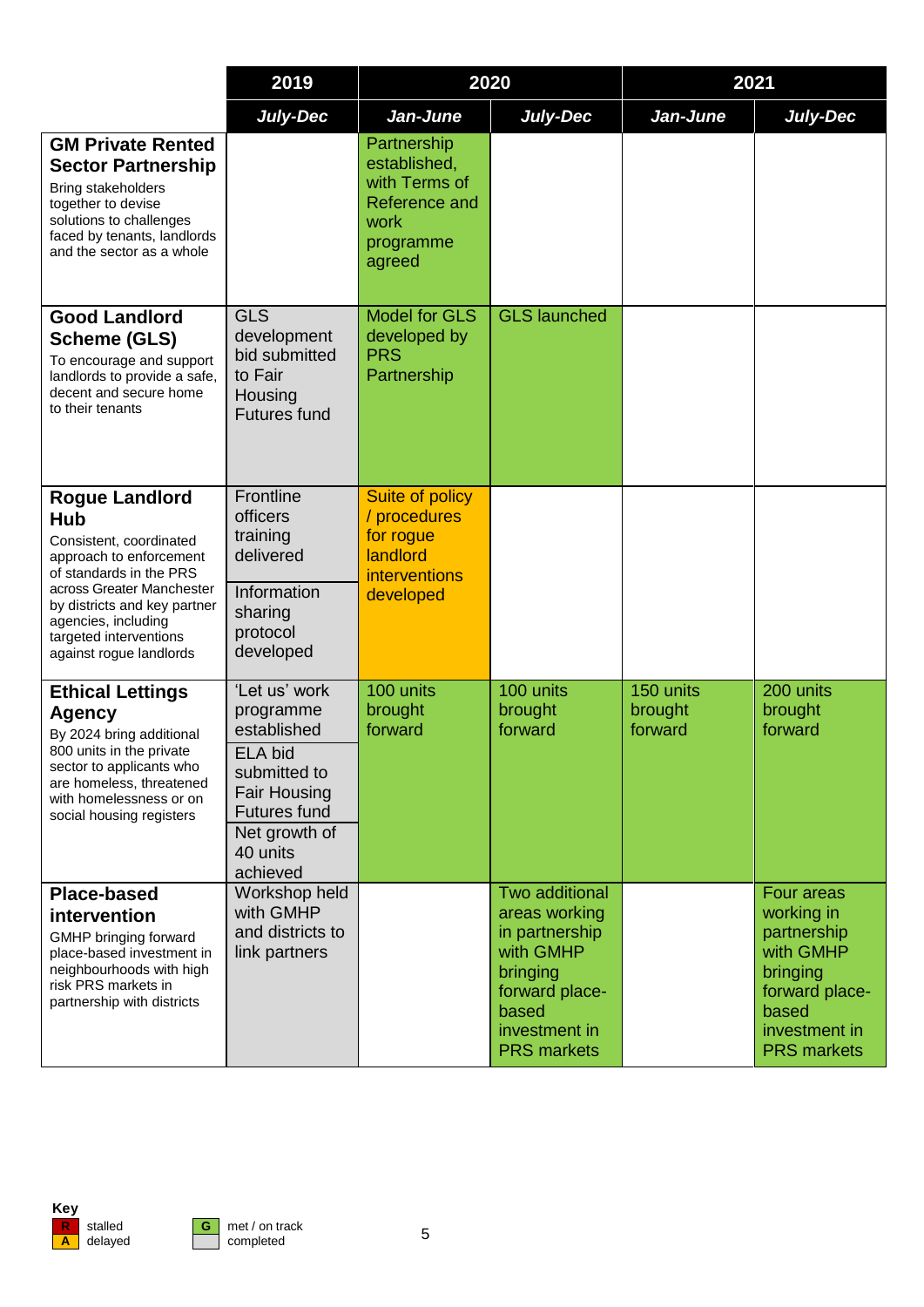| | 2019 | 2020 | | 2021 | |
|---|---|---|---|---|---|
| | *July-Dec* | *Jan-June* | *July-Dec* | *Jan-June* | *July-Dec* |
| **GM Private Rented Sector Partnership**<br>Bring stakeholders together to devise solutions to challenges faced by tenants, landlords and the sector as a whole | | Partnership established, with Terms of Reference and work programme agreed | | | |
| **Good Landlord Scheme (GLS)**<br>To encourage and support landlords to provide a safe, decent and secure home to their tenants | GLS development bid submitted to Fair Housing Futures fund | Model for GLS developed by PRS Partnership | GLS launched | | |
| **Rogue Landlord Hub**<br>Consistent, coordinated approach to enforcement of standards in the PRS across Greater Manchester by districts and key partner agencies, including targeted interventions against rogue landlords | Frontline officers training delivered<br>Information sharing protocol developed | Suite of policy / procedures for rogue landlord interventions developed | | | |
| **Ethical Lettings Agency**<br>By 2024 bring additional 800 units in the private sector to applicants who are homeless, threatened with homelessness or on social housing registers | 'Let us' work programme established<br>ELA bid submitted to Fair Housing Futures fund<br>Net growth of 40 units achieved | 100 units brought forward | 100 units brought forward | 150 units brought forward | 200 units brought forward |
| **Place-based intervention**<br>GMHP bringing forward place-based investment in neighbourhoods with high risk PRS markets in partnership with districts | Workshop held with GMHP and districts to link partners | | Two additional areas working in partnership with GMHP bringing forward place-based investment in PRS markets | | Four areas working in partnership with GMHP bringing forward place-based investment in PRS markets |

**Key**

- R – stalled
- A – delayed
- G – met / on track
- (grey) – completed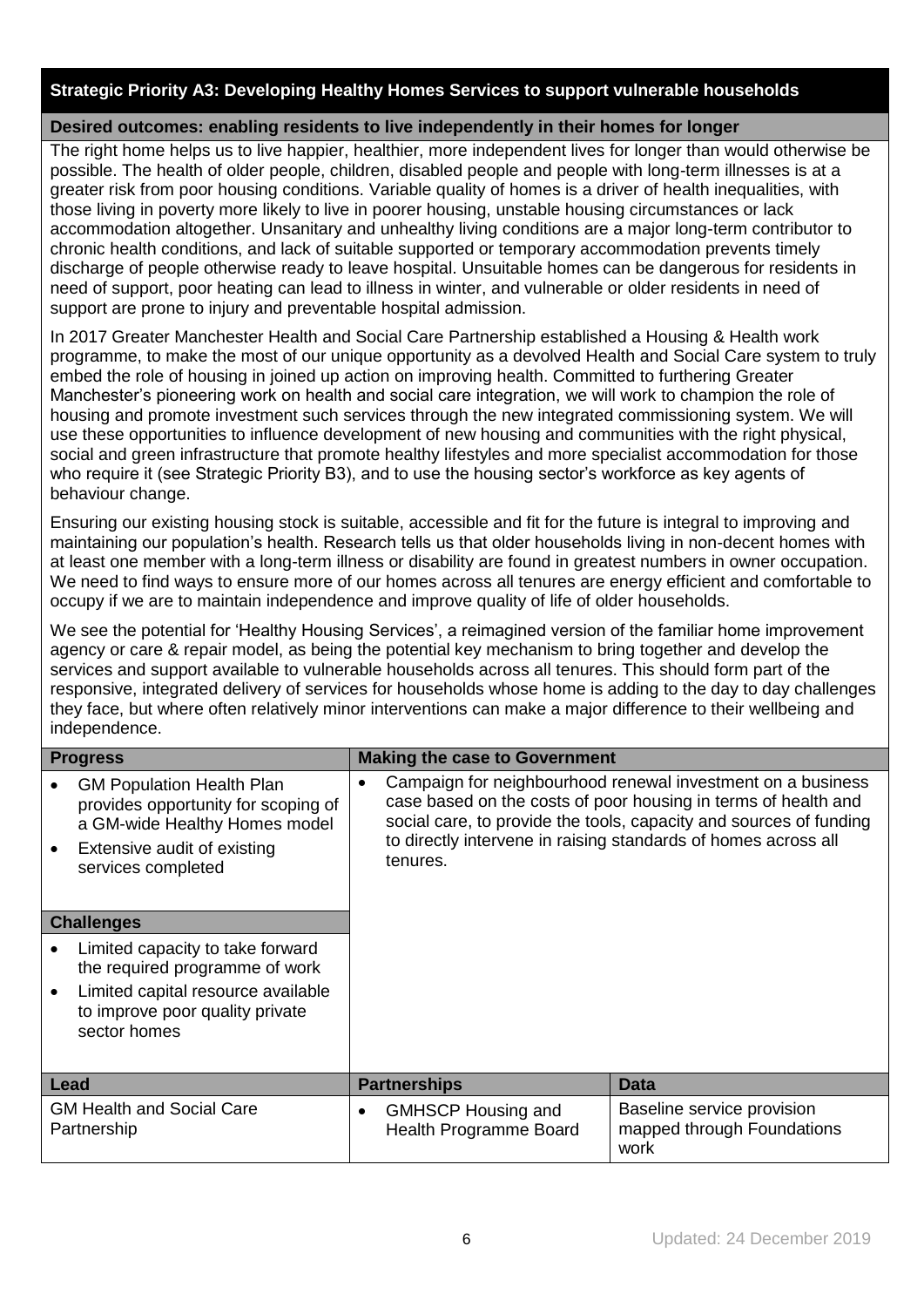### Strategic Priority A3: Developing Healthy Homes Services to support vulnerable households

**Desired outcomes: enabling residents to live independently in their homes for longer**

The right home helps us to live happier, healthier, more independent lives for longer than would otherwise be possible. The health of older people, children, disabled people and people with long-term illnesses is at a greater risk from poor housing conditions. Variable quality of homes is a driver of health inequalities, with those living in poverty more likely to live in poorer housing, unstable housing circumstances or lack accommodation altogether. Unsanitary and unhealthy living conditions are a major long-term contributor to chronic health conditions, and lack of suitable supported or temporary accommodation prevents timely discharge of people otherwise ready to leave hospital. Unsuitable homes can be dangerous for residents in need of support, poor heating can lead to illness in winter, and vulnerable or older residents in need of support are prone to injury and preventable hospital admission.

In 2017 Greater Manchester Health and Social Care Partnership established a Housing & Health work programme, to make the most of our unique opportunity as a devolved Health and Social Care system to truly embed the role of housing in joined up action on improving health. Committed to furthering Greater Manchester's pioneering work on health and social care integration, we will work to champion the role of housing and promote investment such services through the new integrated commissioning system. We will use these opportunities to influence development of new housing and communities with the right physical, social and green infrastructure that promote healthy lifestyles and more specialist accommodation for those who require it (see Strategic Priority B3), and to use the housing sector's workforce as key agents of behaviour change.

Ensuring our existing housing stock is suitable, accessible and fit for the future is integral to improving and maintaining our population's health. Research tells us that older households living in non-decent homes with at least one member with a long-term illness or disability are found in greatest numbers in owner occupation. We need to find ways to ensure more of our homes across all tenures are energy efficient and comfortable to occupy if we are to maintain independence and improve quality of life of older households.

We see the potential for 'Healthy Housing Services', a reimagined version of the familiar home improvement agency or care & repair model, as being the potential key mechanism to bring together and develop the services and support available to vulnerable households across all tenures. This should form part of the responsive, integrated delivery of services for households whose home is adding to the day to day challenges they face, but where often relatively minor interventions can make a major difference to their wellbeing and independence.

| Progress | Making the case to Government |
| --- | --- |
| • GM Population Health Plan provides opportunity for scoping of a GM-wide Healthy Homes model<br>• Extensive audit of existing services completed | • Campaign for neighbourhood renewal investment on a business case based on the costs of poor housing in terms of health and social care, to provide the tools, capacity and sources of funding to directly intervene in raising standards of homes across all tenures. |
| **Challenges** | |
| • Limited capacity to take forward the required programme of work<br>• Limited capital resource available to improve poor quality private sector homes | |

| Lead | Partnerships | Data |
| --- | --- | --- |
| GM Health and Social Care Partnership | • GMHSCP Housing and Health Programme Board | Baseline service provision mapped through Foundations work |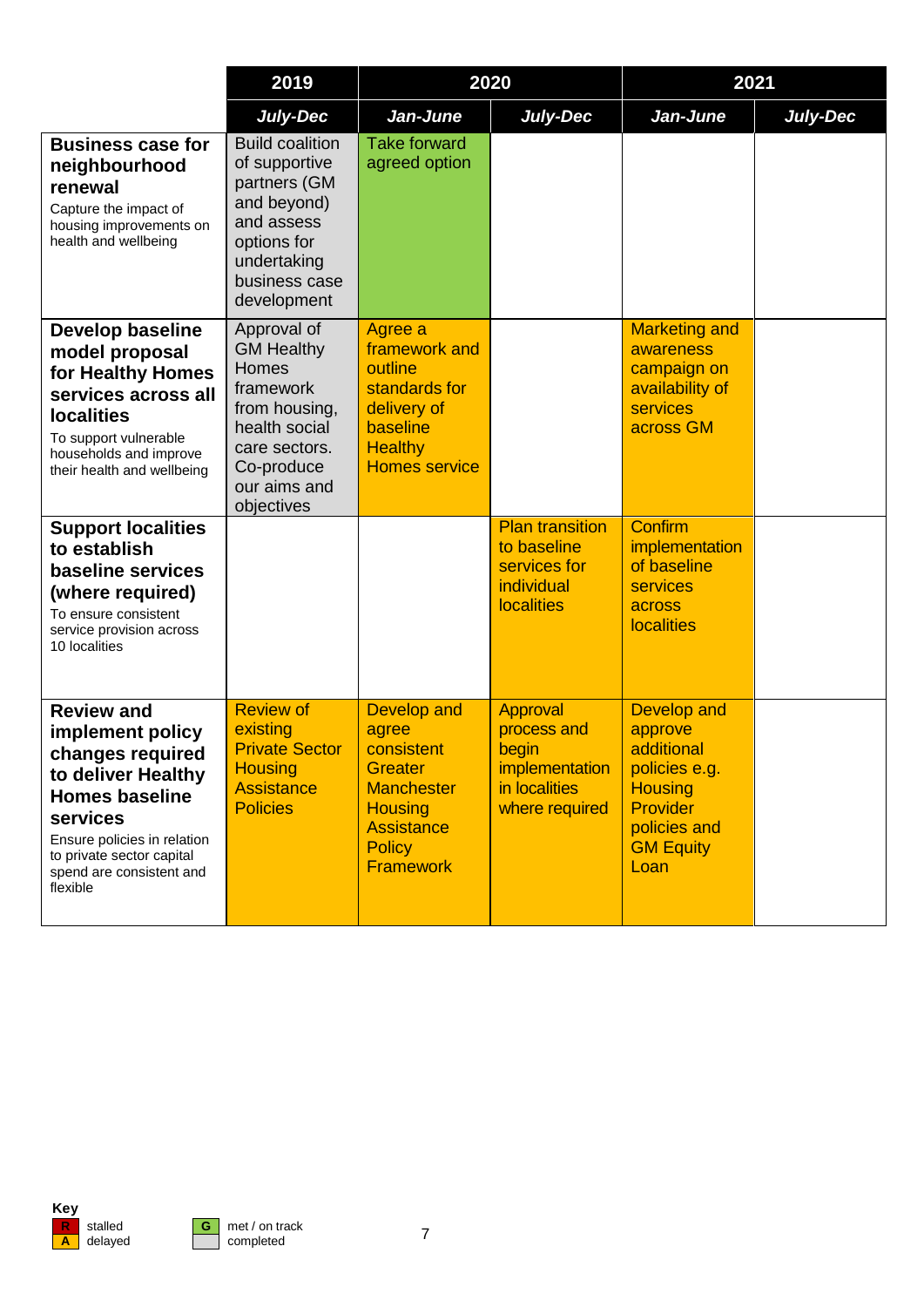| | 2019 | 2020 | | 2021 | |
|---|---|---|---|---|---|
| | *July-Dec* | *Jan-June* | *July-Dec* | *Jan-June* | *July-Dec* |
| **Business case for neighbourhood renewal** Capture the impact of housing improvements on health and wellbeing | Build coalition of supportive partners (GM and beyond) and assess options for undertaking business case development | Take forward agreed option | | | |
| **Develop baseline model proposal for Healthy Homes services across all localities** To support vulnerable households and improve their health and wellbeing | Approval of GM Healthy Homes framework from housing, health social care sectors. Co-produce our aims and objectives | Agree a framework and outline standards for delivery of baseline Healthy Homes service | | Marketing and awareness campaign on availability of services across GM | |
| **Support localities to establish baseline services (where required)** To ensure consistent service provision across 10 localities | | | Plan transition to baseline services for individual localities | Confirm implementation of baseline services across localities | |
| **Review and implement policy changes required to deliver Healthy Homes baseline services** Ensure policies in relation to private sector capital spend are consistent and flexible | Review of existing Private Sector Housing Assistance Policies | Develop and agree consistent Greater Manchester Housing Assistance Policy Framework | Approval process and begin implementation in localities where required | Develop and approve additional policies e.g. Housing Provider policies and GM Equity Loan | |

**Key**

- R stalled
- A delayed
- G met / on track
- completed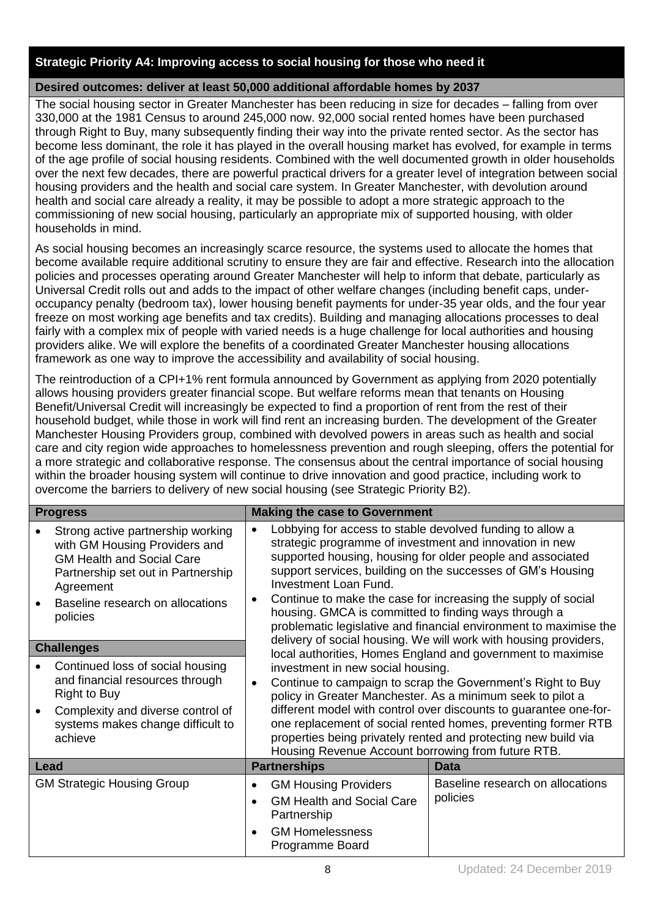## Strategic Priority A4: Improving access to social housing for those who need it

**Desired outcomes: deliver at least 50,000 additional affordable homes by 2037**

The social housing sector in Greater Manchester has been reducing in size for decades – falling from over 330,000 at the 1981 Census to around 245,000 now. 92,000 social rented homes have been purchased through Right to Buy, many subsequently finding their way into the private rented sector. As the sector has become less dominant, the role it has played in the overall housing market has evolved, for example in terms of the age profile of social housing residents. Combined with the well documented growth in older households over the next few decades, there are powerful practical drivers for a greater level of integration between social housing providers and the health and social care system. In Greater Manchester, with devolution around health and social care already a reality, it may be possible to adopt a more strategic approach to the commissioning of new social housing, particularly an appropriate mix of supported housing, with older households in mind.

As social housing becomes an increasingly scarce resource, the systems used to allocate the homes that become available require additional scrutiny to ensure they are fair and effective. Research into the allocation policies and processes operating around Greater Manchester will help to inform that debate, particularly as Universal Credit rolls out and adds to the impact of other welfare changes (including benefit caps, under-occupancy penalty (bedroom tax), lower housing benefit payments for under-35 year olds, and the four year freeze on most working age benefits and tax credits). Building and managing allocations processes to deal fairly with a complex mix of people with varied needs is a huge challenge for local authorities and housing providers alike. We will explore the benefits of a coordinated Greater Manchester housing allocations framework as one way to improve the accessibility and availability of social housing.

The reintroduction of a CPI+1% rent formula announced by Government as applying from 2020 potentially allows housing providers greater financial scope. But welfare reforms mean that tenants on Housing Benefit/Universal Credit will increasingly be expected to find a proportion of rent from the rest of their household budget, while those in work will find rent an increasing burden. The development of the Greater Manchester Housing Providers group, combined with devolved powers in areas such as health and social care and city region wide approaches to homelessness prevention and rough sleeping, offers the potential for a more strategic and collaborative response. The consensus about the central importance of social housing within the broader housing system will continue to drive innovation and good practice, including work to overcome the barriers to delivery of new social housing (see Strategic Priority B2).

| Progress | Making the case to Government |
| --- | --- |
| • Strong active partnership working with GM Housing Providers and GM Health and Social Care Partnership set out in Partnership Agreement<br>• Baseline research on allocations policies | • Lobbying for access to stable devolved funding to allow a strategic programme of investment and innovation in new supported housing, housing for older people and associated support services, building on the successes of GM's Housing Investment Loan Fund.<br>• Continue to make the case for increasing the supply of social housing. GMCA is committed to finding ways through a problematic legislative and financial environment to maximise the delivery of social housing. We will work with housing providers, local authorities, Homes England and government to maximise investment in new social housing.<br>• Continue to campaign to scrap the Government's Right to Buy policy in Greater Manchester. As a minimum seek to pilot a different model with control over discounts to guarantee one-for-one replacement of social rented homes, preventing former RTB properties being privately rented and protecting new build via Housing Revenue Account borrowing from future RTB. |
| **Challenges** | |
| • Continued loss of social housing and financial resources through Right to Buy<br>• Complexity and diverse control of systems makes change difficult to achieve | |

| Lead | Partnerships | Data |
| --- | --- | --- |
| GM Strategic Housing Group | • GM Housing Providers<br>• GM Health and Social Care Partnership<br>• GM Homelessness Programme Board | Baseline research on allocations policies |

Updated: 24 December 2019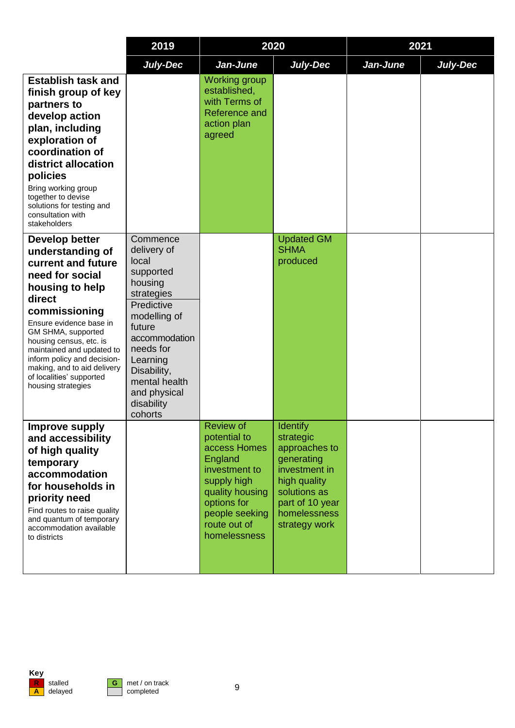| | 2019 | 2020 | | 2021 | |
|---|---|---|---|---|---|
| | ***July-Dec*** | ***Jan-June*** | ***July-Dec*** | ***Jan-June*** | ***July-Dec*** |
| **Establish task and finish group of key partners to develop action plan, including exploration of coordination of district allocation policies** Bring working group together to devise solutions for testing and consultation with stakeholders | | Working group established, with Terms of Reference and action plan agreed | | | |
| **Develop better understanding of current and future need for social housing to help direct commissioning** Ensure evidence base in GM SHMA, supported housing census, etc. is maintained and updated to inform policy and decision-making, and to aid delivery of localities' supported housing strategies | Commence delivery of local supported housing strategies Predictive modelling of future accommodation needs for Learning Disability, mental health and physical disability cohorts | | Updated GM SHMA produced | | |
| **Improve supply and accessibility of high quality temporary accommodation for households in priority need** Find routes to raise quality and quantum of temporary accommodation available to districts | | Review of potential to access Homes England investment to supply high quality housing options for people seeking route out of homelessness | Identify strategic approaches to generating investment in high quality solutions as part of 10 year homelessness strategy work | | |

**Key**

| | | | |
|---|---|---|---|
| R | stalled | G | met / on track |
| A | delayed | | completed |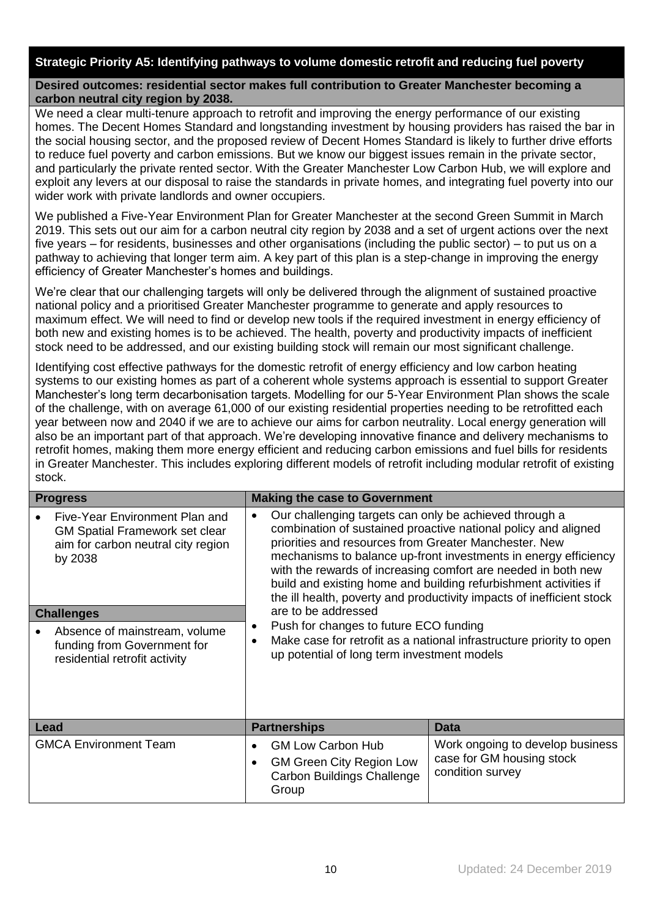## Strategic Priority A5: Identifying pathways to volume domestic retrofit and reducing fuel poverty

**Desired outcomes: residential sector makes full contribution to Greater Manchester becoming a carbon neutral city region by 2038.**

We need a clear multi-tenure approach to retrofit and improving the energy performance of our existing homes. The Decent Homes Standard and longstanding investment by housing providers has raised the bar in the social housing sector, and the proposed review of Decent Homes Standard is likely to further drive efforts to reduce fuel poverty and carbon emissions. But we know our biggest issues remain in the private sector, and particularly the private rented sector. With the Greater Manchester Low Carbon Hub, we will explore and exploit any levers at our disposal to raise the standards in private homes, and integrating fuel poverty into our wider work with private landlords and owner occupiers.

We published a Five-Year Environment Plan for Greater Manchester at the second Green Summit in March 2019. This sets out our aim for a carbon neutral city region by 2038 and a set of urgent actions over the next five years – for residents, businesses and other organisations (including the public sector) – to put us on a pathway to achieving that longer term aim. A key part of this plan is a step-change in improving the energy efficiency of Greater Manchester's homes and buildings.

We're clear that our challenging targets will only be delivered through the alignment of sustained proactive national policy and a prioritised Greater Manchester programme to generate and apply resources to maximum effect. We will need to find or develop new tools if the required investment in energy efficiency of both new and existing homes is to be achieved. The health, poverty and productivity impacts of inefficient stock need to be addressed, and our existing building stock will remain our most significant challenge.

Identifying cost effective pathways for the domestic retrofit of energy efficiency and low carbon heating systems to our existing homes as part of a coherent whole systems approach is essential to support Greater Manchester's long term decarbonisation targets. Modelling for our 5-Year Environment Plan shows the scale of the challenge, with on average 61,000 of our existing residential properties needing to be retrofitted each year between now and 2040 if we are to achieve our aims for carbon neutrality. Local energy generation will also be an important part of that approach. We're developing innovative finance and delivery mechanisms to retrofit homes, making them more energy efficient and reducing carbon emissions and fuel bills for residents in Greater Manchester. This includes exploring different models of retrofit including modular retrofit of existing stock.

| Progress | Making the case to Government |
|---|---|
| • Five-Year Environment Plan and GM Spatial Framework set clear aim for carbon neutral city region by 2038 | • Our challenging targets can only be achieved through a combination of sustained proactive national policy and aligned priorities and resources from Greater Manchester. New mechanisms to balance up-front investments in energy efficiency with the rewards of increasing comfort are needed in both new build and existing home and building refurbishment activities if the ill health, poverty and productivity impacts of inefficient stock are to be addressed<br>• Push for changes to future ECO funding<br>• Make case for retrofit as a national infrastructure priority to open up potential of long term investment models |
| **Challenges** | |
| • Absence of mainstream, volume funding from Government for residential retrofit activity | |

| Lead | Partnerships | Data |
|---|---|---|
| GMCA Environment Team | • GM Low Carbon Hub<br>• GM Green City Region Low Carbon Buildings Challenge Group | Work ongoing to develop business case for GM housing stock condition survey |

Updated: 24 December 2019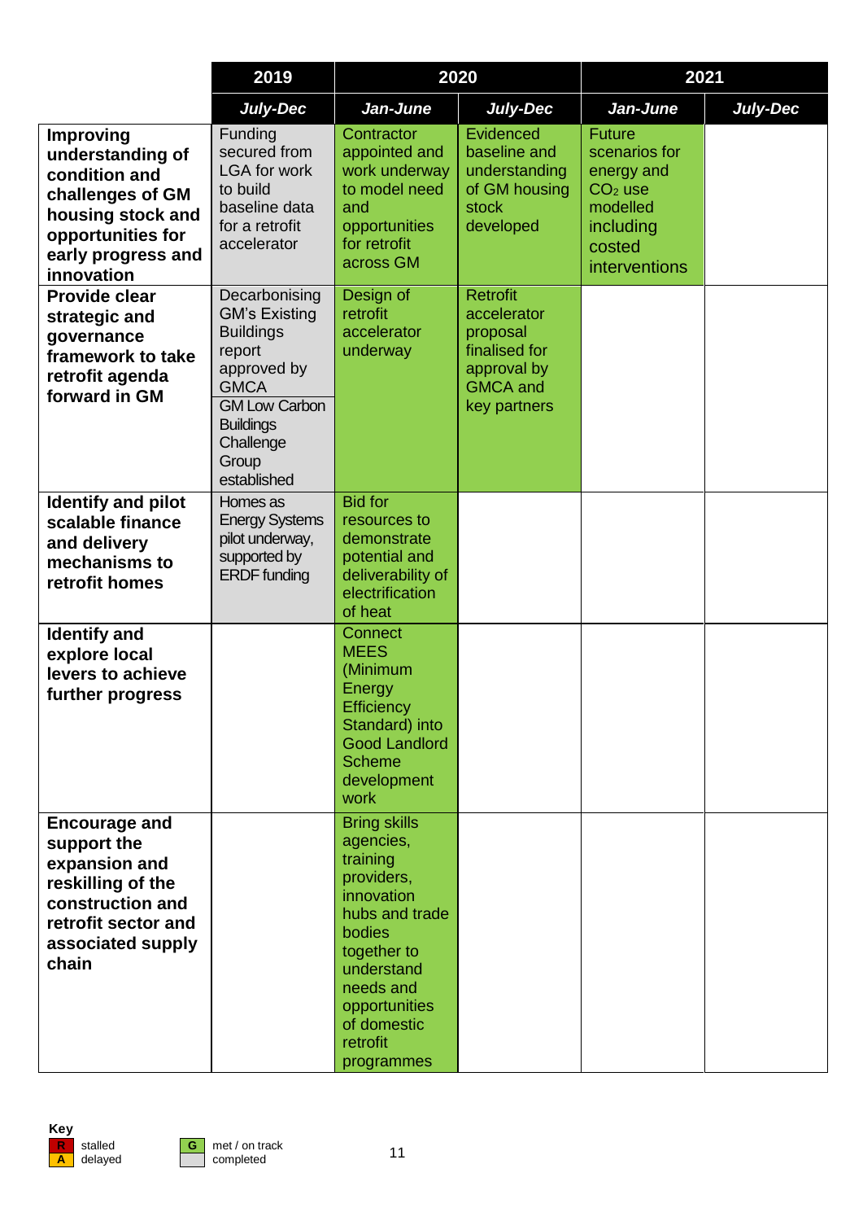| | 2019 | 2020 | | 2021 | |
|---|---|---|---|---|---|
| | *July-Dec* | *Jan-June* | *July-Dec* | *Jan-June* | *July-Dec* |
| **Improving understanding of condition and challenges of GM housing stock and opportunities for early progress and innovation** | Funding secured from LGA for work to build baseline data for a retrofit accelerator | Contractor appointed and work underway to model need and opportunities for retrofit across GM | Evidenced baseline and understanding of GM housing stock developed | Future scenarios for energy and $CO_2$ use modelled including costed interventions | |
| **Provide clear strategic and governance framework to take retrofit agenda forward in GM** | Decarbonising GM's Existing Buildings report approved by GMCA<br>GM Low Carbon Buildings Challenge Group established | Design of retrofit accelerator underway | Retrofit accelerator proposal finalised for approval by GMCA and key partners | | |
| **Identify and pilot scalable finance and delivery mechanisms to retrofit homes** | Homes as Energy Systems pilot underway, supported by ERDF funding | Bid for resources to demonstrate potential and deliverability of electrification of heat | | | |
| **Identify and explore local levers to achieve further progress** | | Connect MEES (Minimum Energy Efficiency Standard) into Good Landlord Scheme development work | | | |
| **Encourage and support the expansion and reskilling of the construction and retrofit sector and associated supply chain** | | Bring skills agencies, training providers, innovation hubs and trade bodies together to understand needs and opportunities of domestic retrofit programmes | | | |

**Key**

- R – stalled
- A – delayed
- G – met / on track
- (grey) – completed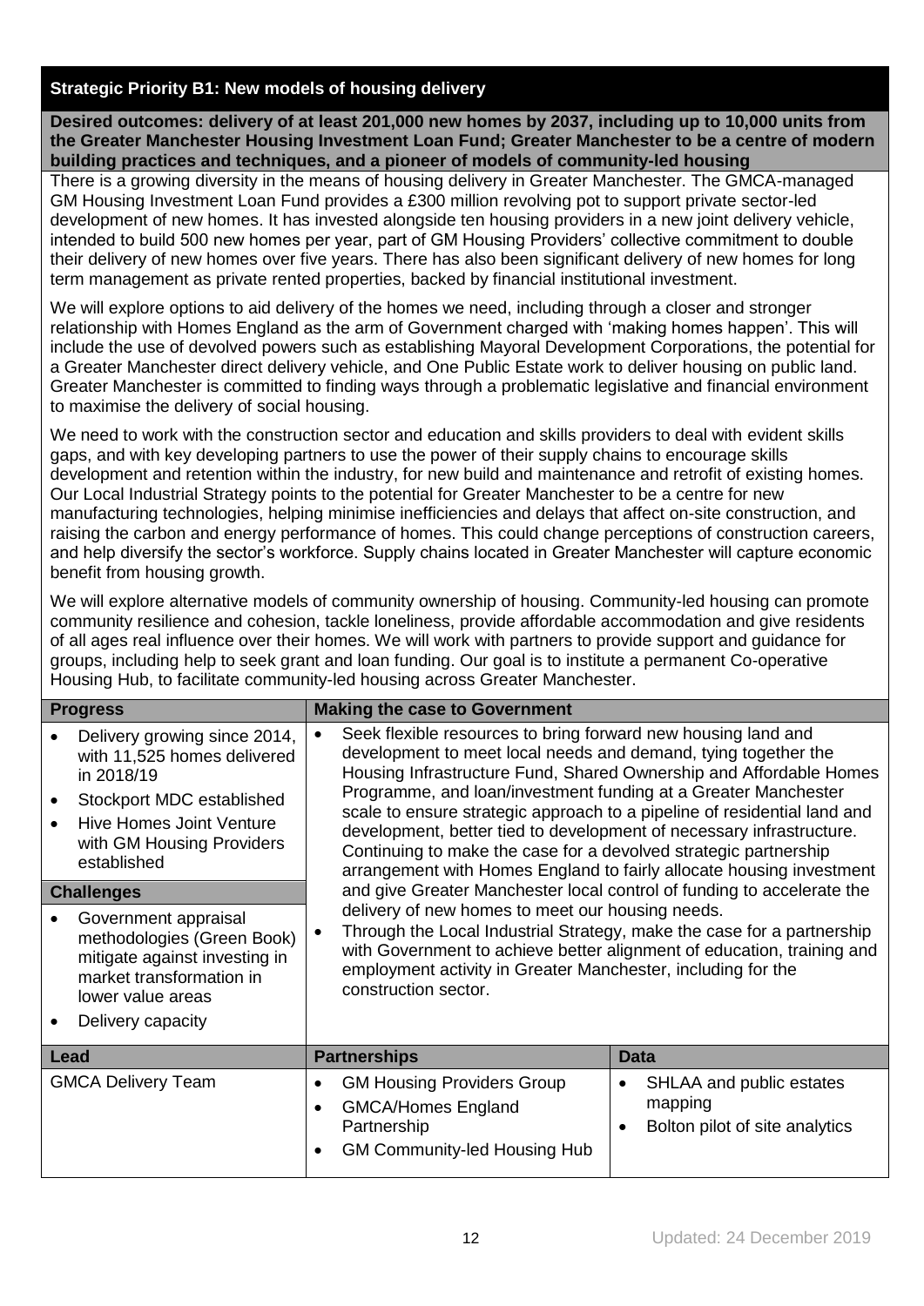## Strategic Priority B1: New models of housing delivery

**Desired outcomes: delivery of at least 201,000 new homes by 2037, including up to 10,000 units from the Greater Manchester Housing Investment Loan Fund; Greater Manchester to be a centre of modern building practices and techniques, and a pioneer of models of community-led housing**

There is a growing diversity in the means of housing delivery in Greater Manchester. The GMCA-managed GM Housing Investment Loan Fund provides a £300 million revolving pot to support private sector-led development of new homes. It has invested alongside ten housing providers in a new joint delivery vehicle, intended to build 500 new homes per year, part of GM Housing Providers' collective commitment to double their delivery of new homes over five years. There has also been significant delivery of new homes for long term management as private rented properties, backed by financial institutional investment.

We will explore options to aid delivery of the homes we need, including through a closer and stronger relationship with Homes England as the arm of Government charged with 'making homes happen'. This will include the use of devolved powers such as establishing Mayoral Development Corporations, the potential for a Greater Manchester direct delivery vehicle, and One Public Estate work to deliver housing on public land. Greater Manchester is committed to finding ways through a problematic legislative and financial environment to maximise the delivery of social housing.

We need to work with the construction sector and education and skills providers to deal with evident skills gaps, and with key developing partners to use the power of their supply chains to encourage skills development and retention within the industry, for new build and maintenance and retrofit of existing homes. Our Local Industrial Strategy points to the potential for Greater Manchester to be a centre for new manufacturing technologies, helping minimise inefficiencies and delays that affect on-site construction, and raising the carbon and energy performance of homes. This could change perceptions of construction careers, and help diversify the sector's workforce. Supply chains located in Greater Manchester will capture economic benefit from housing growth.

We will explore alternative models of community ownership of housing. Community-led housing can promote community resilience and cohesion, tackle loneliness, provide affordable accommodation and give residents of all ages real influence over their homes. We will work with partners to provide support and guidance for groups, including help to seek grant and loan funding. Our goal is to institute a permanent Co-operative Housing Hub, to facilitate community-led housing across Greater Manchester.

| Progress | Making the case to Government |
|---|---|
| • Delivery growing since 2014, with 11,525 homes delivered in 2018/19<br>• Stockport MDC established<br>• Hive Homes Joint Venture with GM Housing Providers established | • Seek flexible resources to bring forward new housing land and development to meet local needs and demand, tying together the Housing Infrastructure Fund, Shared Ownership and Affordable Homes Programme, and loan/investment funding at a Greater Manchester scale to ensure strategic approach to a pipeline of residential land and development, better tied to development of necessary infrastructure. Continuing to make the case for a devolved strategic partnership arrangement with Homes England to fairly allocate housing investment and give Greater Manchester local control of funding to accelerate the delivery of new homes to meet our housing needs.<br>• Through the Local Industrial Strategy, make the case for a partnership with Government to achieve better alignment of education, training and employment activity in Greater Manchester, including for the construction sector. |
| **Challenges** | |
| • Government appraisal methodologies (Green Book) mitigate against investing in market transformation in lower value areas<br>• Delivery capacity | |

| Lead | Partnerships | Data |
|---|---|---|
| GMCA Delivery Team | • GM Housing Providers Group<br>• GMCA/Homes England Partnership<br>• GM Community-led Housing Hub | • SHLAA and public estates mapping<br>• Bolton pilot of site analytics |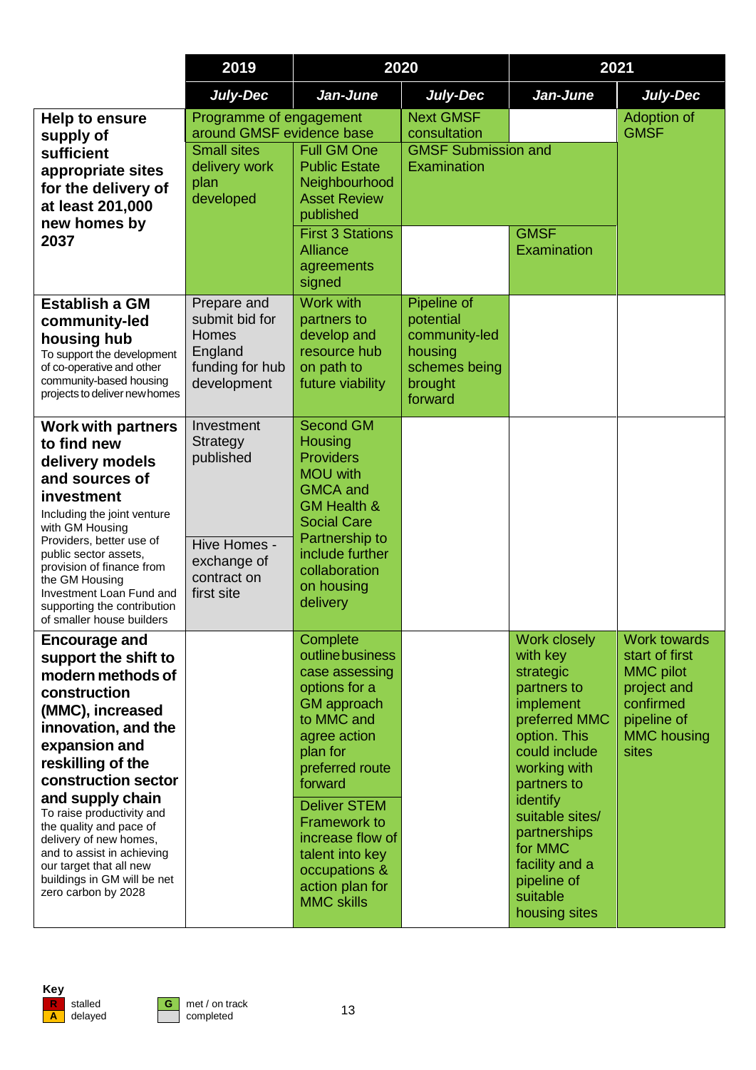| | 2019 | 2020 | | 2021 | |
|---|---|---|---|---|---|
| | ***July-Dec*** | ***Jan-June*** | ***July-Dec*** | ***Jan-June*** | ***July-Dec*** |
| **Help to ensure supply of sufficient appropriate sites for the delivery of at least 201,000 new homes by 2037** | Programme of engagement around GMSF evidence base<br>Small sites delivery work plan developed | Full GM One Public Estate Neighbourhood Asset Review published<br>First 3 Stations Alliance agreements signed | Next GMSF consultation<br>GMSF Submission and Examination | GMSF Examination | Adoption of GMSF |
| **Establish a GM community-led housing hub**<br>To support the development of co-operative and other community-based housing projects to deliver new homes | Prepare and submit bid for Homes England funding for hub development | Work with partners to develop and resource hub on path to future viability | Pipeline of potential community-led housing schemes being brought forward | | |
| **Work with partners to find new delivery models and sources of investment**<br>Including the joint venture with GM Housing Providers, better use of public sector assets, provision of finance from the GM Housing Investment Loan Fund and supporting the contribution of smaller house builders | Investment Strategy published<br>Hive Homes - exchange of contract on first site | Second GM Housing Providers MOU with GMCA and GM Health & Social Care Partnership to include further collaboration on housing delivery | | | |
| **Encourage and support the shift to modern methods of construction (MMC), increased innovation, and the expansion and reskilling of the construction sector and supply chain**<br>To raise productivity and the quality and pace of delivery of new homes, and to assist in achieving our target that all new buildings in GM will be net zero carbon by 2028 | | Complete outline business case assessing options for a GM approach to MMC and agree action plan for preferred route forward<br>Deliver STEM Framework to increase flow of talent into key occupations & action plan for MMC skills | | Work closely with key strategic partners to implement preferred MMC option. This could include working with partners to identify suitable sites/ partnerships for MMC facility and a pipeline of suitable housing sites | Work towards start of first MMC pilot project and confirmed pipeline of MMC housing sites |

**Key**

- R – stalled
- A – delayed
- G – met / on track
- (grey) – completed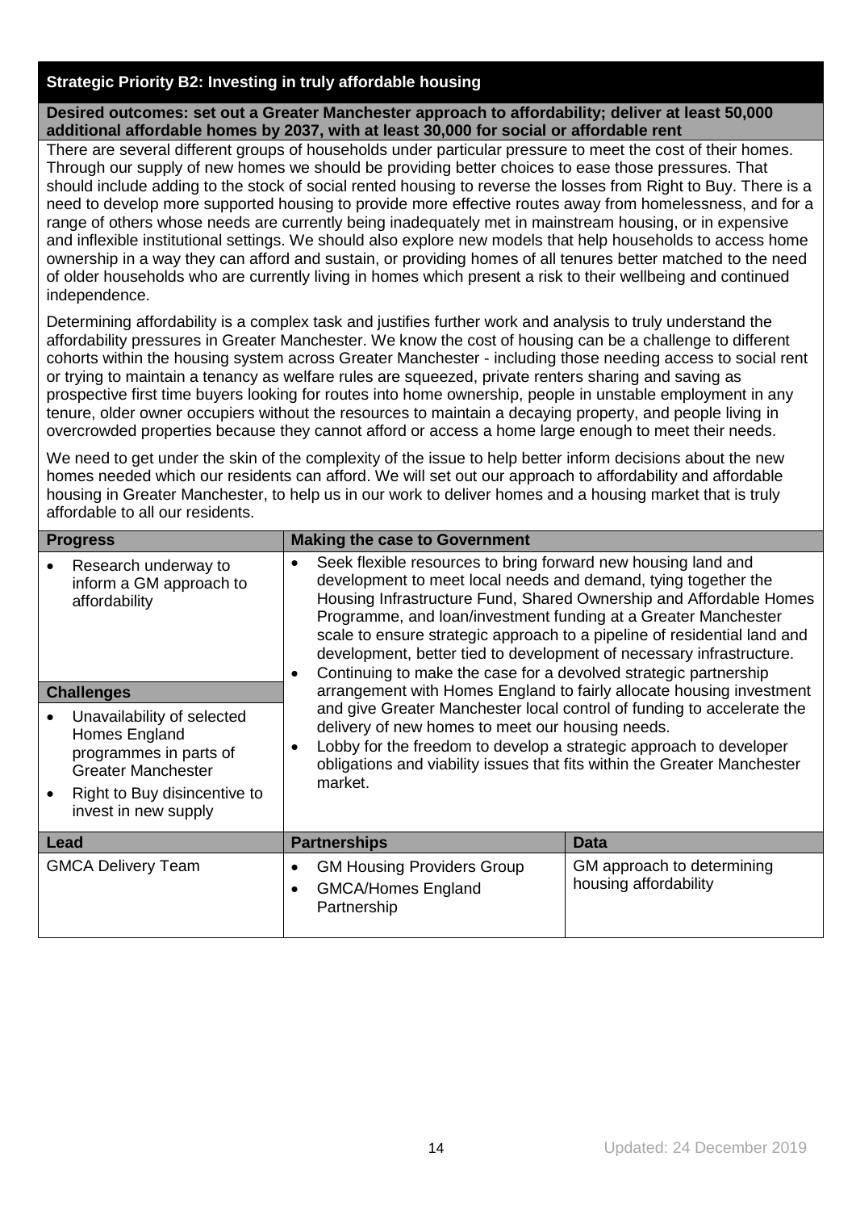## Strategic Priority B2: Investing in truly affordable housing

**Desired outcomes: set out a Greater Manchester approach to affordability; deliver at least 50,000 additional affordable homes by 2037, with at least 30,000 for social or affordable rent**

There are several different groups of households under particular pressure to meet the cost of their homes. Through our supply of new homes we should be providing better choices to ease those pressures. That should include adding to the stock of social rented housing to reverse the losses from Right to Buy. There is a need to develop more supported housing to provide more effective routes away from homelessness, and for a range of others whose needs are currently being inadequately met in mainstream housing, or in expensive and inflexible institutional settings. We should also explore new models that help households to access home ownership in a way they can afford and sustain, or providing homes of all tenures better matched to the need of older households who are currently living in homes which present a risk to their wellbeing and continued independence.

Determining affordability is a complex task and justifies further work and analysis to truly understand the affordability pressures in Greater Manchester. We know the cost of housing can be a challenge to different cohorts within the housing system across Greater Manchester - including those needing access to social rent or trying to maintain a tenancy as welfare rules are squeezed, private renters sharing and saving as prospective first time buyers looking for routes into home ownership, people in unstable employment in any tenure, older owner occupiers without the resources to maintain a decaying property, and people living in overcrowded properties because they cannot afford or access a home large enough to meet their needs.

We need to get under the skin of the complexity of the issue to help better inform decisions about the new homes needed which our residents can afford. We will set out our approach to affordability and affordable housing in Greater Manchester, to help us in our work to deliver homes and a housing market that is truly affordable to all our residents.

| Progress | Making the case to Government |
|---|---|
| • Research underway to inform a GM approach to affordability | • Seek flexible resources to bring forward new housing land and development to meet local needs and demand, tying together the Housing Infrastructure Fund, Shared Ownership and Affordable Homes Programme, and loan/investment funding at a Greater Manchester scale to ensure strategic approach to a pipeline of residential land and development, better tied to development of necessary infrastructure.<br>• Continuing to make the case for a devolved strategic partnership arrangement with Homes England to fairly allocate housing investment and give Greater Manchester local control of funding to accelerate the delivery of new homes to meet our housing needs.<br>• Lobby for the freedom to develop a strategic approach to developer obligations and viability issues that fits within the Greater Manchester market. |
| **Challenges** | |
| • Unavailability of selected Homes England programmes in parts of Greater Manchester<br>• Right to Buy disincentive to invest in new supply | |

| Lead | Partnerships | Data |
|---|---|---|
| GMCA Delivery Team | • GM Housing Providers Group<br>• GMCA/Homes England Partnership | GM approach to determining housing affordability |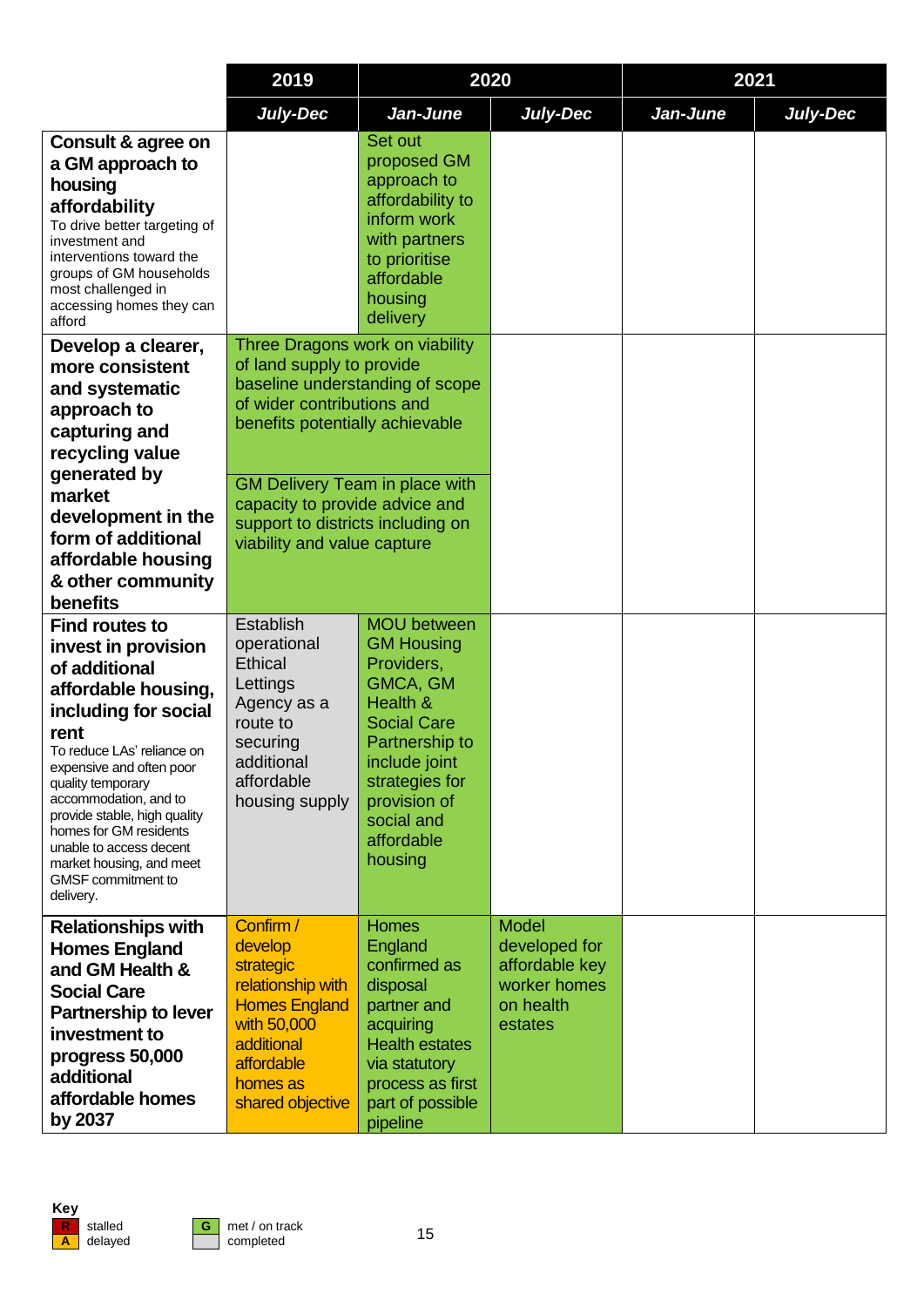| | 2019 | 2020 | | 2021 | |
|---|---|---|---|---|---|
| | *July-Dec* | *Jan-June* | *July-Dec* | *Jan-June* | *July-Dec* |
| **Consult & agree on a GM approach to housing affordability** To drive better targeting of investment and interventions toward the groups of GM households most challenged in accessing homes they can afford | | Set out proposed GM approach to affordability to inform work with partners to prioritise affordable housing delivery | | | |
| **Develop a clearer, more consistent and systematic approach to capturing and recycling value generated by market development in the form of additional affordable housing & other community benefits** | Three Dragons work on viability of land supply to provide baseline understanding of scope of wider contributions and benefits potentially achievable<br><br>GM Delivery Team in place with capacity to provide advice and support to districts including on viability and value capture | | | | |
| **Find routes to invest in provision of additional affordable housing, including for social rent** To reduce LAs' reliance on expensive and often poor quality temporary accommodation, and to provide stable, high quality homes for GM residents unable to access decent market housing, and meet GMSF commitment to delivery. | Establish operational Ethical Lettings Agency as a route to securing additional affordable housing supply | MOU between GM Housing Providers, GMCA, GM Health & Social Care Partnership to include joint strategies for provision of social and affordable housing | | | |
| **Relationships with Homes England and GM Health & Social Care Partnership to lever investment to progress 50,000 additional affordable homes by 2037** | Confirm / develop strategic relationship with Homes England with 50,000 additional affordable homes as shared objective | Homes England confirmed as disposal partner and acquiring Health estates via statutory process as first part of possible pipeline | Model developed for affordable key worker homes on health estates | | |

**Key**

| | | | |
|---|---|---|---|
| R | stalled | G | met / on track |
| A | delayed | | completed |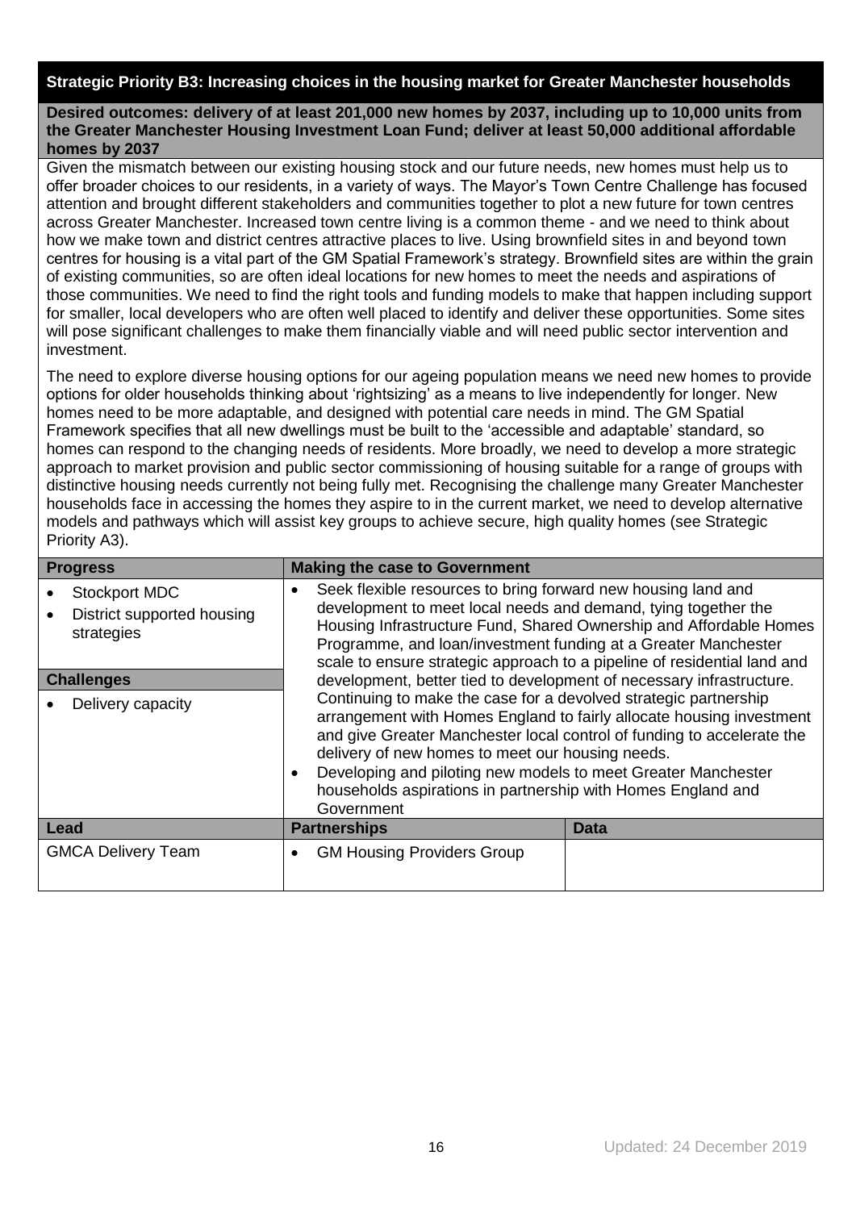## Strategic Priority B3: Increasing choices in the housing market for Greater Manchester households

**Desired outcomes: delivery of at least 201,000 new homes by 2037, including up to 10,000 units from the Greater Manchester Housing Investment Loan Fund; deliver at least 50,000 additional affordable homes by 2037**

Given the mismatch between our existing housing stock and our future needs, new homes must help us to offer broader choices to our residents, in a variety of ways. The Mayor's Town Centre Challenge has focused attention and brought different stakeholders and communities together to plot a new future for town centres across Greater Manchester. Increased town centre living is a common theme - and we need to think about how we make town and district centres attractive places to live. Using brownfield sites in and beyond town centres for housing is a vital part of the GM Spatial Framework's strategy. Brownfield sites are within the grain of existing communities, so are often ideal locations for new homes to meet the needs and aspirations of those communities. We need to find the right tools and funding models to make that happen including support for smaller, local developers who are often well placed to identify and deliver these opportunities. Some sites will pose significant challenges to make them financially viable and will need public sector intervention and investment.

The need to explore diverse housing options for our ageing population means we need new homes to provide options for older households thinking about 'rightsizing' as a means to live independently for longer. New homes need to be more adaptable, and designed with potential care needs in mind. The GM Spatial Framework specifies that all new dwellings must be built to the 'accessible and adaptable' standard, so homes can respond to the changing needs of residents. More broadly, we need to develop a more strategic approach to market provision and public sector commissioning of housing suitable for a range of groups with distinctive housing needs currently not being fully met. Recognising the challenge many Greater Manchester households face in accessing the homes they aspire to in the current market, we need to develop alternative models and pathways which will assist key groups to achieve secure, high quality homes (see Strategic Priority A3).

| Progress | Making the case to Government | |
|---|---|---|
| • Stockport MDC<br>• District supported housing strategies<br><br>**Challenges**<br>• Delivery capacity | • Seek flexible resources to bring forward new housing land and development to meet local needs and demand, tying together the Housing Infrastructure Fund, Shared Ownership and Affordable Homes Programme, and loan/investment funding at a Greater Manchester scale to ensure strategic approach to a pipeline of residential land and development, better tied to development of necessary infrastructure. Continuing to make the case for a devolved strategic partnership arrangement with Homes England to fairly allocate housing investment and give Greater Manchester local control of funding to accelerate the delivery of new homes to meet our housing needs.<br>• Developing and piloting new models to meet Greater Manchester households aspirations in partnership with Homes England and Government | |
| **Lead** | **Partnerships** | **Data** |
| GMCA Delivery Team | • GM Housing Providers Group | |

Updated: 24 December 2019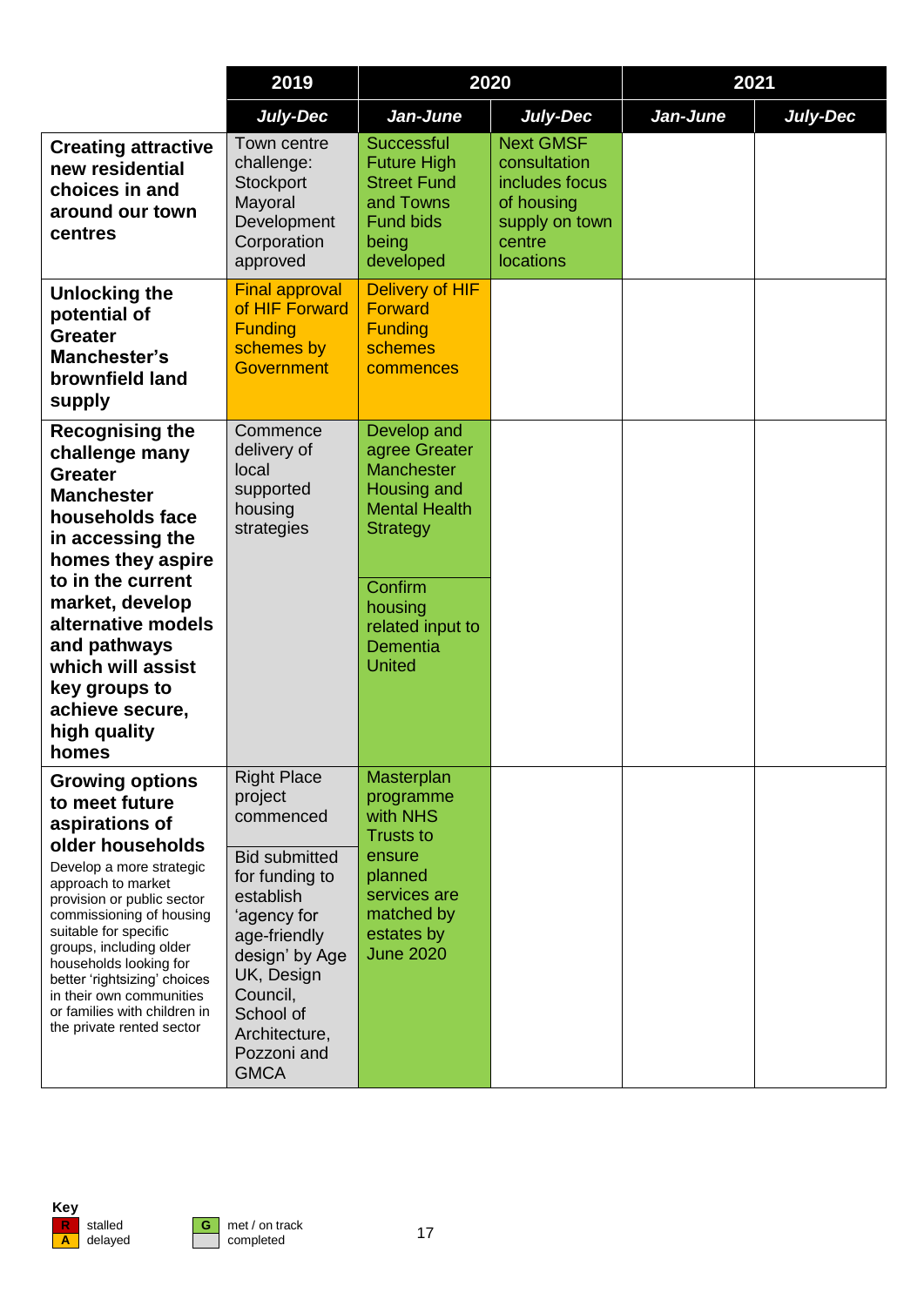| | 2019 | 2020 | | 2021 | |
|---|---|---|---|---|---|
| | *July-Dec* | *Jan-June* | *July-Dec* | *Jan-June* | *July-Dec* |
| **Creating attractive new residential choices in and around our town centres** | Town centre challenge: Stockport Mayoral Development Corporation approved | Successful Future High Street Fund and Towns Fund bids being developed | Next GMSF consultation includes focus of housing supply on town centre locations | | |
| **Unlocking the potential of Greater Manchester's brownfield land supply** | Final approval of HIF Forward Funding schemes by Government | Delivery of HIF Forward Funding schemes commences | | | |
| **Recognising the challenge many Greater Manchester households face in accessing the homes they aspire to in the current market, develop alternative models and pathways which will assist key groups to achieve secure, high quality homes** | Commence delivery of local supported housing strategies | Develop and agree Greater Manchester Housing and Mental Health Strategy<br><br>Confirm housing related input to Dementia United | | | |
| **Growing options to meet future aspirations of older households**<br>Develop a more strategic approach to market provision or public sector commissioning of housing suitable for specific groups, including older households looking for better 'rightsizing' choices in their own communities or families with children in the private rented sector | Right Place project commenced<br><br>Bid submitted for funding to establish 'agency for age-friendly design' by Age UK, Design Council, School of Architecture, Pozzoni and GMCA | Masterplan programme with NHS Trusts to ensure planned services are matched by estates by June 2020 | | | |

**Key**

- R stalled
- A delayed
- G met / on track
- completed